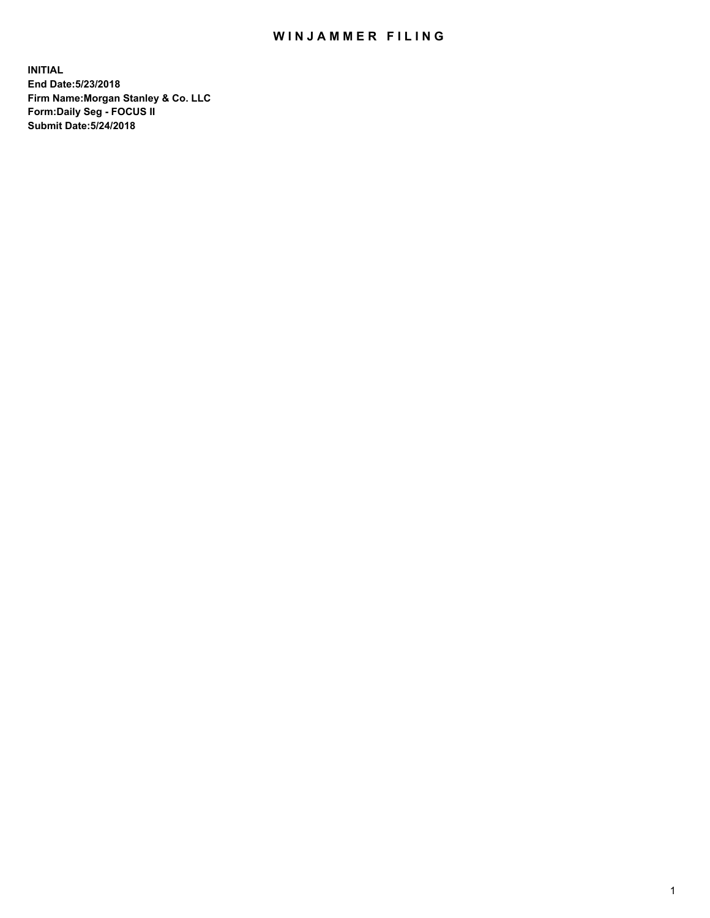# WINJAMMER FILING

**INITIAL**
**End Date:5/23/2018**
**Firm Name:Morgan Stanley & Co. LLC**
**Form:Daily Seg - FOCUS II**
**Submit Date:5/24/2018**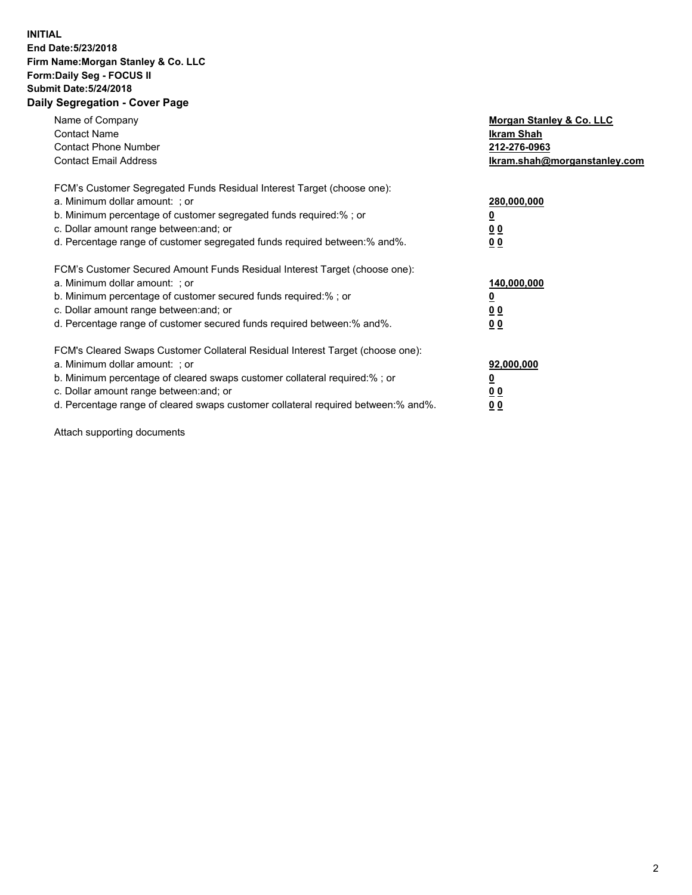**INITIAL**
**End Date:5/23/2018**
**Firm Name:Morgan Stanley & Co. LLC**
**Form:Daily Seg - FOCUS II**
**Submit Date:5/24/2018**

**Daily Segregation - Cover Page**

| | |
|---|---|
| Name of Company | **Morgan Stanley & Co. LLC** |
| Contact Name | **Ikram Shah** |
| Contact Phone Number | **212-276-0963** |
| Contact Email Address | **Ikram.shah@morganstanley.com** |

| | |
|---|---|
| FCM's Customer Segregated Funds Residual Interest Target (choose one): | |
| a. Minimum dollar amount: ; or | **280,000,000** |
| b. Minimum percentage of customer segregated funds required:% ; or | **0** |
| c. Dollar amount range between:and; or | **0 0** |
| d. Percentage range of customer segregated funds required between:% and%. | **0 0** |

| | |
|---|---|
| FCM's Customer Secured Amount Funds Residual Interest Target (choose one): | |
| a. Minimum dollar amount: ; or | **140,000,000** |
| b. Minimum percentage of customer secured funds required:% ; or | **0** |
| c. Dollar amount range between:and; or | **0 0** |
| d. Percentage range of customer secured funds required between:% and%. | **0 0** |

| | |
|---|---|
| FCM's Cleared Swaps Customer Collateral Residual Interest Target (choose one): | |
| a. Minimum dollar amount: ; or | **92,000,000** |
| b. Minimum percentage of cleared swaps customer collateral required:% ; or | **0** |
| c. Dollar amount range between:and; or | **0 0** |
| d. Percentage range of cleared swaps customer collateral required between:% and%. | **0 0** |

Attach supporting documents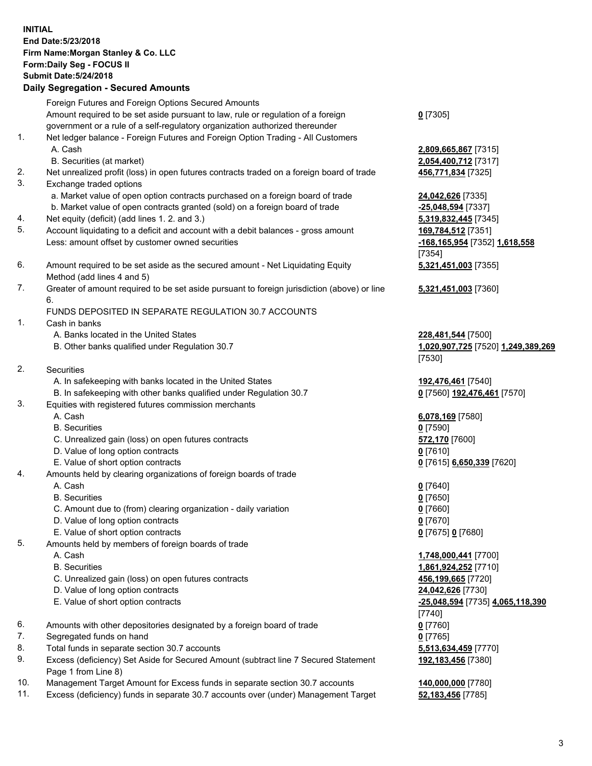**INITIAL**
**End Date:5/23/2018**
**Firm Name:Morgan Stanley & Co. LLC**
**Form:Daily Seg - FOCUS II**
**Submit Date:5/24/2018**

## Daily Segregation - Secured Amounts

| | | |
|---|---|---|
| | Foreign Futures and Foreign Options Secured Amounts | |
| | Amount required to be set aside pursuant to law, rule or regulation of a foreign government or a rule of a self-regulatory organization authorized thereunder | **0** [7305] |
| 1. | Net ledger balance - Foreign Futures and Foreign Option Trading - All Customers | |
| | A. Cash | **2,809,665,867** [7315] |
| | B. Securities (at market) | **2,054,400,712** [7317] |
| 2. | Net unrealized profit (loss) in open futures contracts traded on a foreign board of trade | **456,771,834** [7325] |
| 3. | Exchange traded options | |
| | a. Market value of open option contracts purchased on a foreign board of trade | **24,042,626** [7335] |
| | b. Market value of open contracts granted (sold) on a foreign board of trade | **-25,048,594** [7337] |
| 4. | Net equity (deficit) (add lines 1. 2. and 3.) | **5,319,832,445** [7345] |
| 5. | Account liquidating to a deficit and account with a debit balances - gross amount | **169,784,512** [7351] |
| | Less: amount offset by customer owned securities | **-168,165,954** [7352] **1,618,558** [7354] |
| 6. | Amount required to be set aside as the secured amount - Net Liquidating Equity Method (add lines 4 and 5) | **5,321,451,003** [7355] |
| 7. | Greater of amount required to be set aside pursuant to foreign jurisdiction (above) or line 6. | **5,321,451,003** [7360] |
| | FUNDS DEPOSITED IN SEPARATE REGULATION 30.7 ACCOUNTS | |
| 1. | Cash in banks | |
| | A. Banks located in the United States | **228,481,544** [7500] |
| | B. Other banks qualified under Regulation 30.7 | **1,020,907,725** [7520] **1,249,389,269** [7530] |
| 2. | Securities | |
| | A. In safekeeping with banks located in the United States | **192,476,461** [7540] |
| | B. In safekeeping with other banks qualified under Regulation 30.7 | **0** [7560] **192,476,461** [7570] |
| 3. | Equities with registered futures commission merchants | |
| | A. Cash | **6,078,169** [7580] |
| | B. Securities | **0** [7590] |
| | C. Unrealized gain (loss) on open futures contracts | **572,170** [7600] |
| | D. Value of long option contracts | **0** [7610] |
| | E. Value of short option contracts | **0** [7615] **6,650,339** [7620] |
| 4. | Amounts held by clearing organizations of foreign boards of trade | |
| | A. Cash | **0** [7640] |
| | B. Securities | **0** [7650] |
| | C. Amount due to (from) clearing organization - daily variation | **0** [7660] |
| | D. Value of long option contracts | **0** [7670] |
| | E. Value of short option contracts | **0** [7675] **0** [7680] |
| 5. | Amounts held by members of foreign boards of trade | |
| | A. Cash | **1,748,000,441** [7700] |
| | B. Securities | **1,861,924,252** [7710] |
| | C. Unrealized gain (loss) on open futures contracts | **456,199,665** [7720] |
| | D. Value of long option contracts | **24,042,626** [7730] |
| | E. Value of short option contracts | **-25,048,594** [7735] **4,065,118,390** [7740] |
| 6. | Amounts with other depositories designated by a foreign board of trade | **0** [7760] |
| 7. | Segregated funds on hand | **0** [7765] |
| 8. | Total funds in separate section 30.7 accounts | **5,513,634,459** [7770] |
| 9. | Excess (deficiency) Set Aside for Secured Amount (subtract line 7 Secured Statement Page 1 from Line 8) | **192,183,456** [7380] |
| 10. | Management Target Amount for Excess funds in separate section 30.7 accounts | **140,000,000** [7780] |
| 11. | Excess (deficiency) funds in separate 30.7 accounts over (under) Management Target | **52,183,456** [7785] |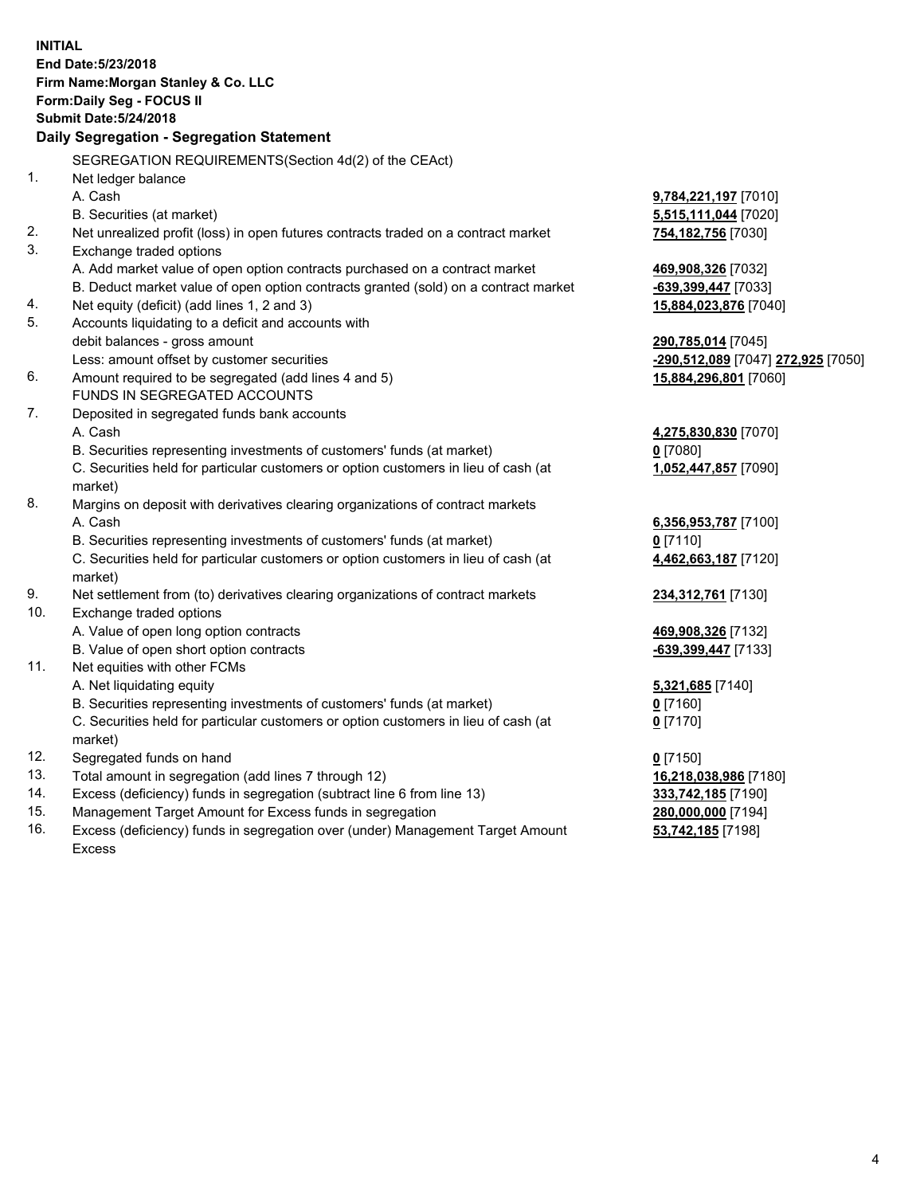**INITIAL**
**End Date:5/23/2018**
**Firm Name:Morgan Stanley & Co. LLC**
**Form:Daily Seg - FOCUS II**
**Submit Date:5/24/2018**

## Daily Segregation - Segregation Statement

SEGREGATION REQUIREMENTS(Section 4d(2) of the CEAct)

| | | |
|---|---|---|
| 1. | Net ledger balance | |
| | A. Cash | **9,784,221,197** [7010] |
| | B. Securities (at market) | **5,515,111,044** [7020] |
| 2. | Net unrealized profit (loss) in open futures contracts traded on a contract market | **754,182,756** [7030] |
| 3. | Exchange traded options | |
| | A. Add market value of open option contracts purchased on a contract market | **469,908,326** [7032] |
| | B. Deduct market value of open option contracts granted (sold) on a contract market | **-639,399,447** [7033] |
| 4. | Net equity (deficit) (add lines 1, 2 and 3) | **15,884,023,876** [7040] |
| 5. | Accounts liquidating to a deficit and accounts with | |
| | debit balances - gross amount | **290,785,014** [7045] |
| | Less: amount offset by customer securities | **-290,512,089** [7047] **272,925** [7050] |
| 6. | Amount required to be segregated (add lines 4 and 5) | **15,884,296,801** [7060] |
| | FUNDS IN SEGREGATED ACCOUNTS | |
| 7. | Deposited in segregated funds bank accounts | |
| | A. Cash | **4,275,830,830** [7070] |
| | B. Securities representing investments of customers' funds (at market) | **0** [7080] |
| | C. Securities held for particular customers or option customers in lieu of cash (at market) | **1,052,447,857** [7090] |
| 8. | Margins on deposit with derivatives clearing organizations of contract markets | |
| | A. Cash | **6,356,953,787** [7100] |
| | B. Securities representing investments of customers' funds (at market) | **0** [7110] |
| | C. Securities held for particular customers or option customers in lieu of cash (at market) | **4,462,663,187** [7120] |
| 9. | Net settlement from (to) derivatives clearing organizations of contract markets | **234,312,761** [7130] |
| 10. | Exchange traded options | |
| | A. Value of open long option contracts | **469,908,326** [7132] |
| | B. Value of open short option contracts | **-639,399,447** [7133] |
| 11. | Net equities with other FCMs | |
| | A. Net liquidating equity | **5,321,685** [7140] |
| | B. Securities representing investments of customers' funds (at market) | **0** [7160] |
| | C. Securities held for particular customers or option customers in lieu of cash (at market) | **0** [7170] |
| 12. | Segregated funds on hand | **0** [7150] |
| 13. | Total amount in segregation (add lines 7 through 12) | **16,218,038,986** [7180] |
| 14. | Excess (deficiency) funds in segregation (subtract line 6 from line 13) | **333,742,185** [7190] |
| 15. | Management Target Amount for Excess funds in segregation | **280,000,000** [7194] |
| 16. | Excess (deficiency) funds in segregation over (under) Management Target Amount Excess | **53,742,185** [7198] |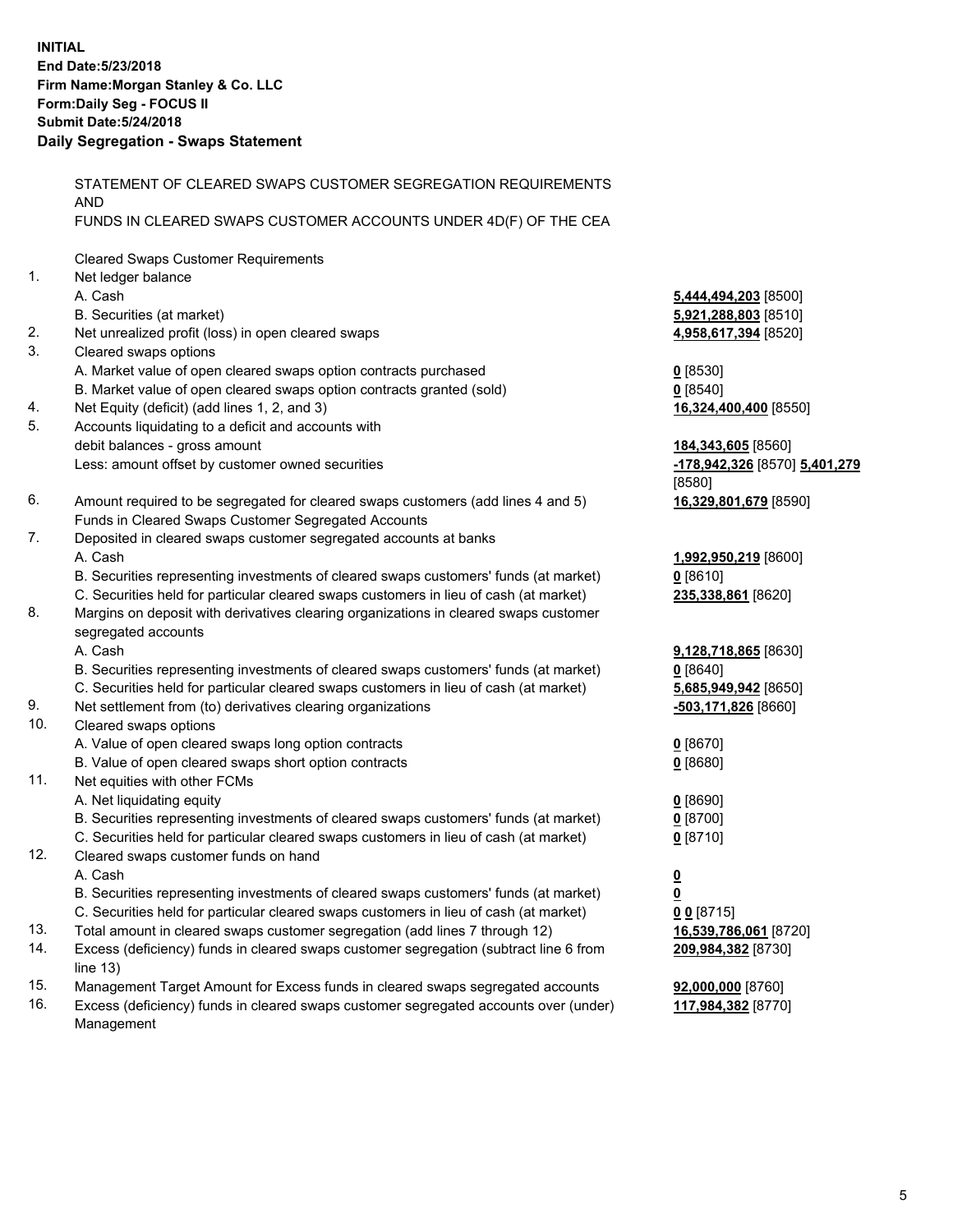**INITIAL**
**End Date:5/23/2018**
**Firm Name:Morgan Stanley & Co. LLC**
**Form:Daily Seg - FOCUS II**
**Submit Date:5/24/2018**
**Daily Segregation - Swaps Statement**

STATEMENT OF CLEARED SWAPS CUSTOMER SEGREGATION REQUIREMENTS AND FUNDS IN CLEARED SWAPS CUSTOMER ACCOUNTS UNDER 4D(F) OF THE CEA

| | | |
|---|---|---|
| | Cleared Swaps Customer Requirements | |
| 1. | Net ledger balance | |
| | A. Cash | **5,444,494,203** [8500] |
| | B. Securities (at market) | **5,921,288,803** [8510] |
| 2. | Net unrealized profit (loss) in open cleared swaps | **4,958,617,394** [8520] |
| 3. | Cleared swaps options | |
| | A. Market value of open cleared swaps option contracts purchased | **0** [8530] |
| | B. Market value of open cleared swaps option contracts granted (sold) | **0** [8540] |
| 4. | Net Equity (deficit) (add lines 1, 2, and 3) | **16,324,400,400** [8550] |
| 5. | Accounts liquidating to a deficit and accounts with debit balances - gross amount | **184,343,605** [8560] |
| | Less: amount offset by customer owned securities | **-178,942,326** [8570] **5,401,279** [8580] |
| 6. | Amount required to be segregated for cleared swaps customers (add lines 4 and 5) | **16,329,801,679** [8590] |
| | Funds in Cleared Swaps Customer Segregated Accounts | |
| 7. | Deposited in cleared swaps customer segregated accounts at banks | |
| | A. Cash | **1,992,950,219** [8600] |
| | B. Securities representing investments of cleared swaps customers' funds (at market) | **0** [8610] |
| | C. Securities held for particular cleared swaps customers in lieu of cash (at market) | **235,338,861** [8620] |
| 8. | Margins on deposit with derivatives clearing organizations in cleared swaps customer segregated accounts | |
| | A. Cash | **9,128,718,865** [8630] |
| | B. Securities representing investments of cleared swaps customers' funds (at market) | **0** [8640] |
| | C. Securities held for particular cleared swaps customers in lieu of cash (at market) | **5,685,949,942** [8650] |
| 9. | Net settlement from (to) derivatives clearing organizations | **-503,171,826** [8660] |
| 10. | Cleared swaps options | |
| | A. Value of open cleared swaps long option contracts | **0** [8670] |
| | B. Value of open cleared swaps short option contracts | **0** [8680] |
| 11. | Net equities with other FCMs | |
| | A. Net liquidating equity | **0** [8690] |
| | B. Securities representing investments of cleared swaps customers' funds (at market) | **0** [8700] |
| | C. Securities held for particular cleared swaps customers in lieu of cash (at market) | **0** [8710] |
| 12. | Cleared swaps customer funds on hand | |
| | A. Cash | **0** |
| | B. Securities representing investments of cleared swaps customers' funds (at market) | **0** |
| | C. Securities held for particular cleared swaps customers in lieu of cash (at market) | **0** **0** [8715] |
| 13. | Total amount in cleared swaps customer segregation (add lines 7 through 12) | **16,539,786,061** [8720] |
| 14. | Excess (deficiency) funds in cleared swaps customer segregation (subtract line 6 from line 13) | **209,984,382** [8730] |
| 15. | Management Target Amount for Excess funds in cleared swaps segregated accounts | **92,000,000** [8760] |
| 16. | Excess (deficiency) funds in cleared swaps customer segregated accounts over (under) Management | **117,984,382** [8770] |